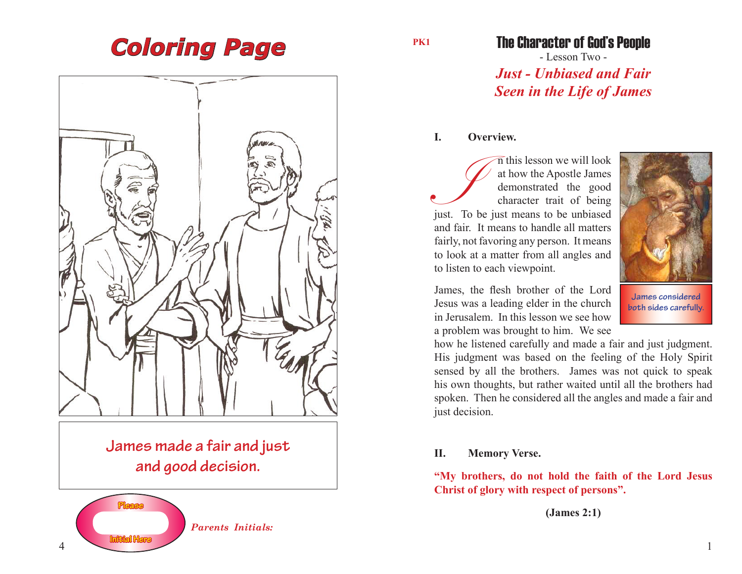# Coloring Page

James made a fair and just and good decision.

Please Initial Here

*Parents Initials:*

PK1

## The Character of God's People

- Lesson Two -

## *Just - Unbiased and Fair Seen in the Life of James*

### I. Overview.

In this lesson we will look at how the Apostle James demonstrated the good character trait of being just. To be just means to be unbiased and fair. It means to handle all matters fairly, not favoring any person. It means to look at a matter from all angles and to listen to each viewpoint.

James considered both sides carefully.

James, the flesh brother of the Lord Jesus was a leading elder in the church in Jerusalem. In this lesson we see how a problem was brought to him. We see how he listened carefully and made a fair and just judgment. His judgment was based on the feeling of the Holy Spirit sensed by all the brothers. James was not quick to speak his own thoughts, but rather waited until all the brothers had spoken. Then he considered all the angles and made a fair and just decision.

### II. Memory Verse.

**"My brothers, do not hold the faith of the Lord Jesus Christ of glory with respect of persons".**

**(James 2:1)**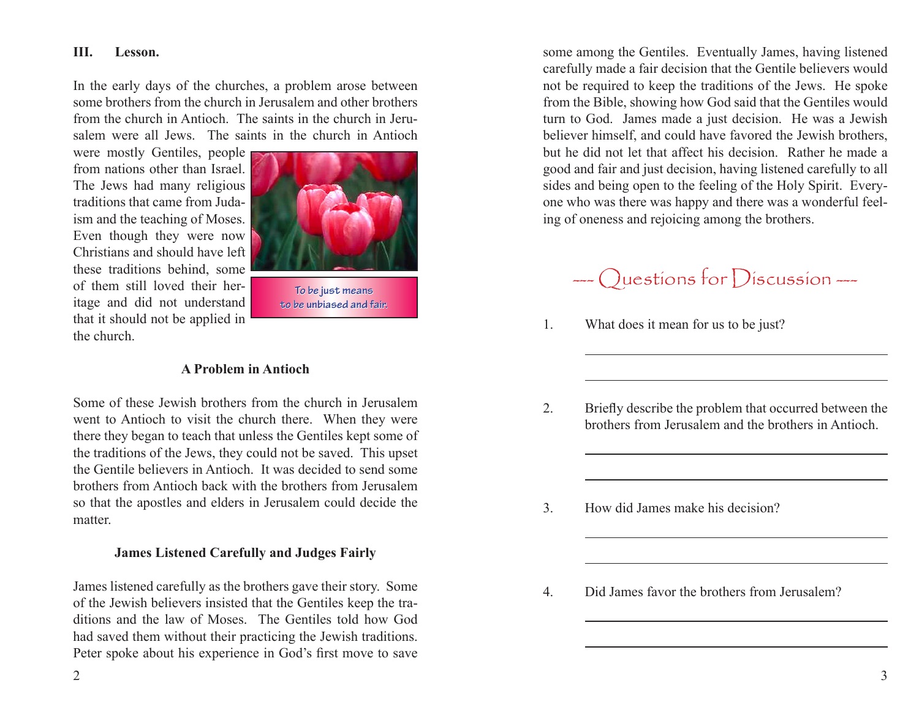## III. Lesson.

In the early days of the churches, a problem arose between some brothers from the church in Jerusalem and other brothers from the church in Antioch. The saints in the church in Jerusalem were all Jews. The saints in the church in Antioch were mostly Gentiles, people from nations other than Israel. The Jews had many religious traditions that came from Judaism and the teaching of Moses. Even though they were now Christians and should have left these traditions behind, some of them still loved their heritage and did not understand that it should not be applied in the church.

To be just means to be unbiased and fair.

### A Problem in Antioch

Some of these Jewish brothers from the church in Jerusalem went to Antioch to visit the church there. When they were there they began to teach that unless the Gentiles kept some of the traditions of the Jews, they could not be saved. This upset the Gentile believers in Antioch. It was decided to send some brothers from Antioch back with the brothers from Jerusalem so that the apostles and elders in Jerusalem could decide the matter.

### James Listened Carefully and Judges Fairly

James listened carefully as the brothers gave their story. Some of the Jewish believers insisted that the Gentiles keep the traditions and the law of Moses. The Gentiles told how God had saved them without their practicing the Jewish traditions. Peter spoke about his experience in God's first move to save some among the Gentiles. Eventually James, having listened carefully made a fair decision that the Gentile believers would not be required to keep the traditions of the Jews. He spoke from the Bible, showing how God said that the Gentiles would turn to God. James made a just decision. He was a Jewish believer himself, and could have favored the Jewish brothers, but he did not let that affect his decision. Rather he made a good and fair and just decision, having listened carefully to all sides and being open to the feeling of the Holy Spirit. Everyone who was there was happy and there was a wonderful feeling of oneness and rejoicing among the brothers.

## --- Questions for Discussion ---

1. What does it mean for us to be just?

_______________________________________________

_______________________________________________

2. Briefly describe the problem that occurred between the brothers from Jerusalem and the brothers in Antioch.

_______________________________________________

_______________________________________________

3. How did James make his decision?

_______________________________________________

_______________________________________________

4. Did James favor the brothers from Jerusalem?

_______________________________________________

_______________________________________________